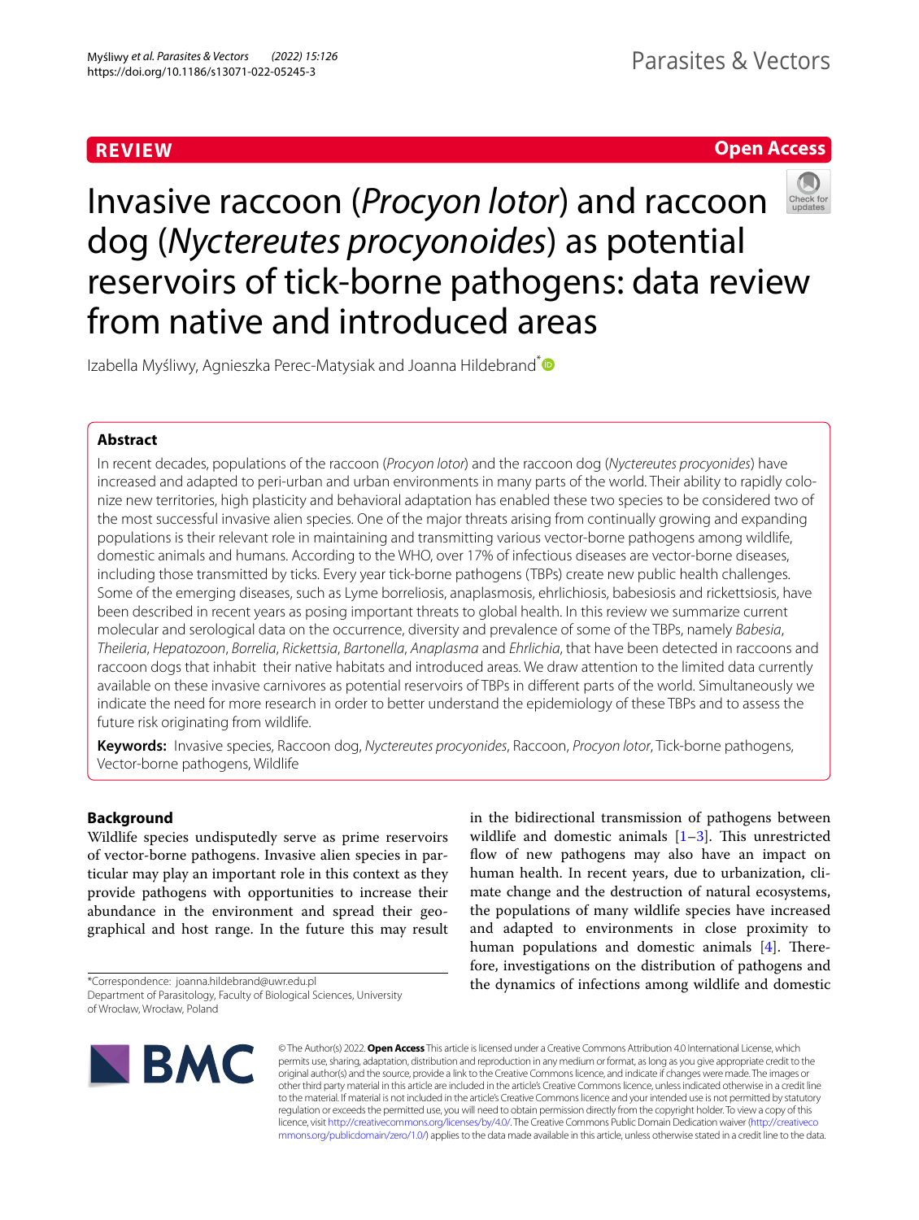REVIEW

Open Access

# Invasive raccoon (*Procyon lotor*) and raccoon dog (*Nyctereutes procyonoides*) as potential reservoirs of tick-borne pathogens: data review from native and introduced areas

Izabella Myśliwy, Agnieszka Perec-Matysiak and Joanna Hildebrand*

## Abstract

In recent decades, populations of the raccoon (*Procyon lotor*) and the raccoon dog (*Nyctereutes procyonides*) have increased and adapted to peri-urban and urban environments in many parts of the world. Their ability to rapidly colonize new territories, high plasticity and behavioral adaptation has enabled these two species to be considered two of the most successful invasive alien species. One of the major threats arising from continually growing and expanding populations is their relevant role in maintaining and transmitting various vector-borne pathogens among wildlife, domestic animals and humans. According to the WHO, over 17% of infectious diseases are vector-borne diseases, including those transmitted by ticks. Every year tick-borne pathogens (TBPs) create new public health challenges. Some of the emerging diseases, such as Lyme borreliosis, anaplasmosis, ehrlichiosis, babesiosis and rickettsiosis, have been described in recent years as posing important threats to global health. In this review we summarize current molecular and serological data on the occurrence, diversity and prevalence of some of the TBPs, namely *Babesia*, *Theileria*, *Hepatozoon*, *Borrelia*, *Rickettsia*, *Bartonella*, *Anaplasma* and *Ehrlichia*, that have been detected in raccoons and raccoon dogs that inhabit their native habitats and introduced areas. We draw attention to the limited data currently available on these invasive carnivores as potential reservoirs of TBPs in different parts of the world. Simultaneously we indicate the need for more research in order to better understand the epidemiology of these TBPs and to assess the future risk originating from wildlife.

**Keywords:** Invasive species, Raccoon dog, *Nyctereutes procyonides*, Raccoon, *Procyon lotor*, Tick-borne pathogens, Vector-borne pathogens, Wildlife

## Background

Wildlife species undisputedly serve as prime reservoirs of vector-borne pathogens. Invasive alien species in particular may play an important role in this context as they provide pathogens with opportunities to increase their abundance in the environment and spread their geographical and host range. In the future this may result in the bidirectional transmission of pathogens between wildlife and domestic animals [1–3]. This unrestricted flow of new pathogens may also have an impact on human health. In recent years, due to urbanization, climate change and the destruction of natural ecosystems, the populations of many wildlife species have increased and adapted to environments in close proximity to human populations and domestic animals [4]. Therefore, investigations on the distribution of pathogens and the dynamics of infections among wildlife and domestic

*Correspondence: joanna.hildebrand@uwr.edu.pl
Department of Parasitology, Faculty of Biological Sciences, University of Wrocław, Wrocław, Poland

© The Author(s) 2022. **Open Access** This article is licensed under a Creative Commons Attribution 4.0 International License, which permits use, sharing, adaptation, distribution and reproduction in any medium or format, as long as you give appropriate credit to the original author(s) and the source, provide a link to the Creative Commons licence, and indicate if changes were made. The images or other third party material in this article are included in the article's Creative Commons licence, unless indicated otherwise in a credit line to the material. If material is not included in the article's Creative Commons licence and your intended use is not permitted by statutory regulation or exceeds the permitted use, you will need to obtain permission directly from the copyright holder. To view a copy of this licence, visit http://creativecommons.org/licenses/by/4.0/. The Creative Commons Public Domain Dedication waiver (http://creativecommons.org/publicdomain/zero/1.0/) applies to the data made available in this article, unless otherwise stated in a credit line to the data.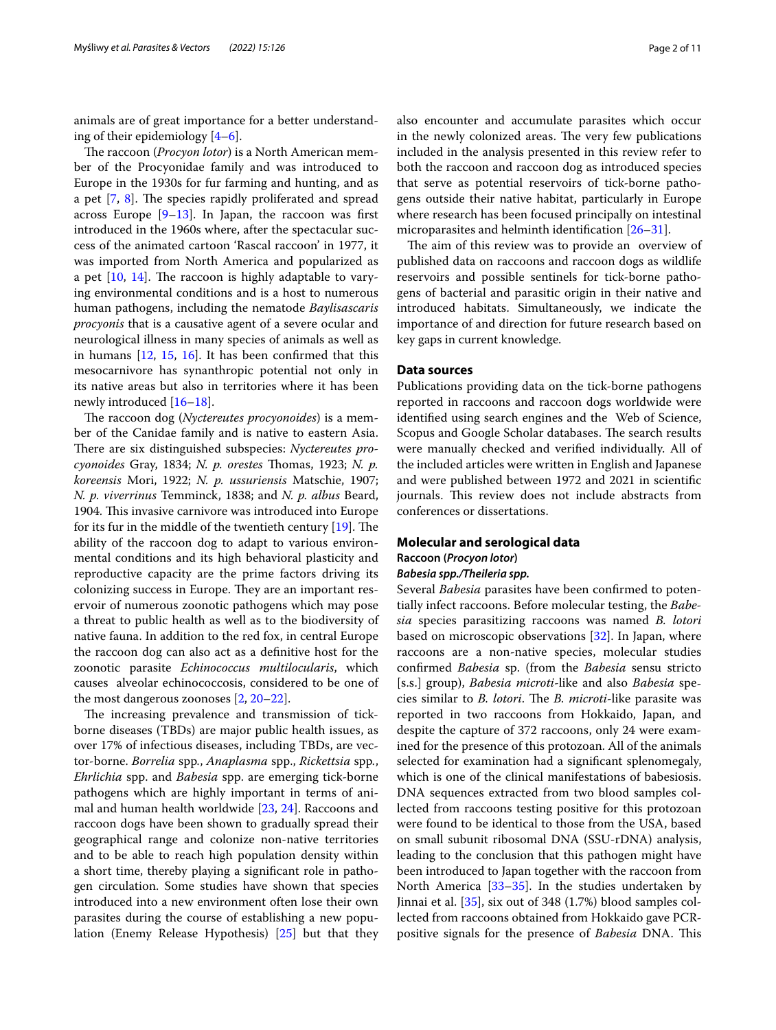animals are of great importance for a better understanding of their epidemiology [4–6].

The raccoon (*Procyon lotor*) is a North American member of the Procyonidae family and was introduced to Europe in the 1930s for fur farming and hunting, and as a pet [7, 8]. The species rapidly proliferated and spread across Europe [9–13]. In Japan, the raccoon was first introduced in the 1960s where, after the spectacular success of the animated cartoon 'Rascal raccoon' in 1977, it was imported from North America and popularized as a pet [10, 14]. The raccoon is highly adaptable to varying environmental conditions and is a host to numerous human pathogens, including the nematode *Baylisascaris procyonis* that is a causative agent of a severe ocular and neurological illness in many species of animals as well as in humans [12, 15, 16]. It has been confirmed that this mesocarnivore has synanthropic potential not only in its native areas but also in territories where it has been newly introduced [16–18].

The raccoon dog (*Nyctereutes procyonoides*) is a member of the Canidae family and is native to eastern Asia. There are six distinguished subspecies: *Nyctereutes procyonoides* Gray, 1834; *N. p. orestes* Thomas, 1923; *N. p. koreensis* Mori, 1922; *N. p. ussuriensis* Matschie, 1907; *N. p. viverrinus* Temminck, 1838; and *N. p. albus* Beard, 1904. This invasive carnivore was introduced into Europe for its fur in the middle of the twentieth century [19]. The ability of the raccoon dog to adapt to various environmental conditions and its high behavioral plasticity and reproductive capacity are the prime factors driving its colonizing success in Europe. They are an important reservoir of numerous zoonotic pathogens which may pose a threat to public health as well as to the biodiversity of native fauna. In addition to the red fox, in central Europe the raccoon dog can also act as a definitive host for the zoonotic parasite *Echinococcus multilocularis*, which causes alveolar echinococcosis, considered to be one of the most dangerous zoonoses [2, 20–22].

The increasing prevalence and transmission of tick-borne diseases (TBDs) are major public health issues, as over 17% of infectious diseases, including TBDs, are vector-borne. *Borrelia* spp., *Anaplasma* spp., *Rickettsia* spp., *Ehrlichia* spp. and *Babesia* spp. are emerging tick-borne pathogens which are highly important in terms of animal and human health worldwide [23, 24]. Raccoons and raccoon dogs have been shown to gradually spread their geographical range and colonize non-native territories and to be able to reach high population density within a short time, thereby playing a significant role in pathogen circulation. Some studies have shown that species introduced into a new environment often lose their own parasites during the course of establishing a new population (Enemy Release Hypothesis) [25] but that they also encounter and accumulate parasites which occur in the newly colonized areas. The very few publications included in the analysis presented in this review refer to both the raccoon and raccoon dog as introduced species that serve as potential reservoirs of tick-borne pathogens outside their native habitat, particularly in Europe where research has been focused principally on intestinal microparasites and helminth identification [26–31].

The aim of this review was to provide an overview of published data on raccoons and raccoon dogs as wildlife reservoirs and possible sentinels for tick-borne pathogens of bacterial and parasitic origin in their native and introduced habitats. Simultaneously, we indicate the importance of and direction for future research based on key gaps in current knowledge.

## Data sources

Publications providing data on the tick-borne pathogens reported in raccoons and raccoon dogs worldwide were identified using search engines and the Web of Science, Scopus and Google Scholar databases. The search results were manually checked and verified individually. All of the included articles were written in English and Japanese and were published between 1972 and 2021 in scientific journals. This review does not include abstracts from conferences or dissertations.

## Molecular and serological data

### Raccoon (*Procyon lotor*)

#### *Babesia spp./Theileria spp.*

Several *Babesia* parasites have been confirmed to potentially infect raccoons. Before molecular testing, the *Babesia* species parasitizing raccoons was named *B. lotori* based on microscopic observations [32]. In Japan, where raccoons are a non-native species, molecular studies confirmed *Babesia* sp. (from the *Babesia* sensu stricto [s.s.] group), *Babesia microti*-like and also *Babesia* species similar to *B. lotori*. The *B. microti*-like parasite was reported in two raccoons from Hokkaido, Japan, and despite the capture of 372 raccoons, only 24 were examined for the presence of this protozoan. All of the animals selected for examination had a significant splenomegaly, which is one of the clinical manifestations of babesiosis. DNA sequences extracted from two blood samples collected from raccoons testing positive for this protozoan were found to be identical to those from the USA, based on small subunit ribosomal DNA (SSU-rDNA) analysis, leading to the conclusion that this pathogen might have been introduced to Japan together with the raccoon from North America [33–35]. In the studies undertaken by Jinnai et al. [35], six out of 348 (1.7%) blood samples collected from raccoons obtained from Hokkaido gave PCR-positive signals for the presence of *Babesia* DNA. This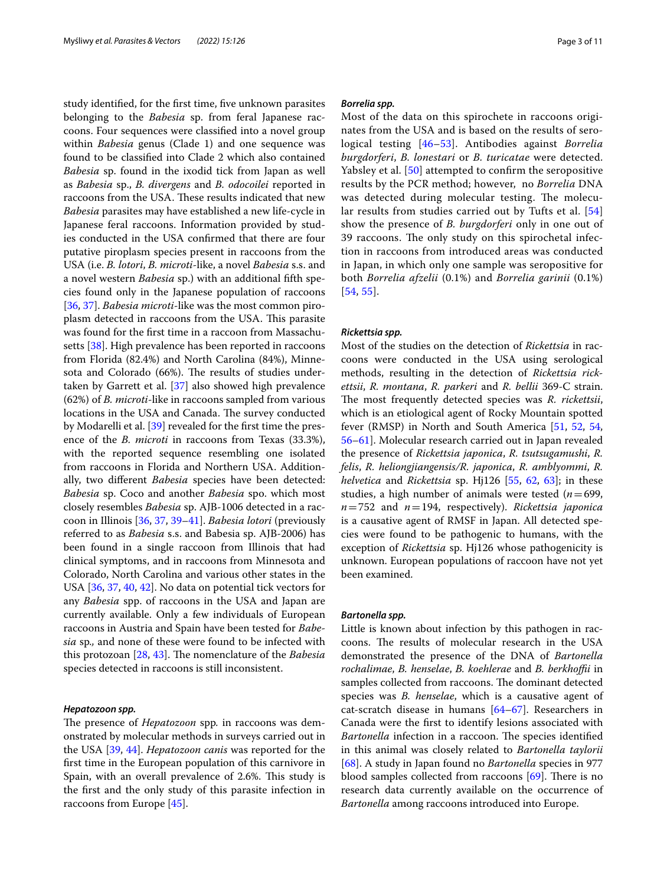study identified, for the first time, five unknown parasites belonging to the *Babesia* sp. from feral Japanese raccoons. Four sequences were classified into a novel group within *Babesia* genus (Clade 1) and one sequence was found to be classified into Clade 2 which also contained *Babesia* sp. found in the ixodid tick from Japan as well as *Babesia* sp., *B. divergens* and *B. odocoilei* reported in raccoons from the USA. These results indicated that new *Babesia* parasites may have established a new life-cycle in Japanese feral raccoons. Information provided by studies conducted in the USA confirmed that there are four putative piroplasm species present in raccoons from the USA (i.e. *B. lotori*, *B. microti*-like, a novel *Babesia* s.s. and a novel western *Babesia* sp.) with an additional fifth species found only in the Japanese population of raccoons [36, 37]. *Babesia microti*-like was the most common piroplasm detected in raccoons from the USA. This parasite was found for the first time in a raccoon from Massachusetts [38]. High prevalence has been reported in raccoons from Florida (82.4%) and North Carolina (84%), Minnesota and Colorado (66%). The results of studies undertaken by Garrett et al. [37] also showed high prevalence (62%) of *B. microti*-like in raccoons sampled from various locations in the USA and Canada. The survey conducted by Modarelli et al. [39] revealed for the first time the presence of the *B. microti* in raccoons from Texas (33.3%), with the reported sequence resembling one isolated from raccoons in Florida and Northern USA. Additionally, two different *Babesia* species have been detected: *Babesia* sp. Coco and another *Babesia* spo. which most closely resembles *Babesia* sp. AJB-1006 detected in a raccoon in Illinois [36, 37, 39–41]. *Babesia lotori* (previously referred to as *Babesia* s.s. and Babesia sp. AJB-2006) has been found in a single raccoon from Illinois that had clinical symptoms, and in raccoons from Minnesota and Colorado, North Carolina and various other states in the USA [36, 37, 40, 42]. No data on potential tick vectors for any *Babesia* spp. of raccoons in the USA and Japan are currently available. Only a few individuals of European raccoons in Austria and Spain have been tested for *Babesia* sp., and none of these were found to be infected with this protozoan [28, 43]. The nomenclature of the *Babesia* species detected in raccoons is still inconsistent.

#### *Hepatozoon spp.*

The presence of *Hepatozoon* spp. in raccoons was demonstrated by molecular methods in surveys carried out in the USA [39, 44]. *Hepatozoon canis* was reported for the first time in the European population of this carnivore in Spain, with an overall prevalence of 2.6%. This study is the first and the only study of this parasite infection in raccoons from Europe [45].

#### *Borrelia spp.*

Most of the data on this spirochete in raccoons originates from the USA and is based on the results of serological testing [46–53]. Antibodies against *Borrelia burgdorferi*, *B. lonestari* or *B. turicatae* were detected. Yabsley et al. [50] attempted to confirm the seropositive results by the PCR method; however, no *Borrelia* DNA was detected during molecular testing. The molecular results from studies carried out by Tufts et al. [54] show the presence of *B. burgdorferi* only in one out of 39 raccoons. The only study on this spirochetal infection in raccoons from introduced areas was conducted in Japan, in which only one sample was seropositive for both *Borrelia afzelii* (0.1%) and *Borrelia garinii* (0.1%) [54, 55].

#### *Rickettsia spp.*

Most of the studies on the detection of *Rickettsia* in raccoons were conducted in the USA using serological methods, resulting in the detection of *Rickettsia rickettsii*, *R. montana*, *R. parkeri* and *R. bellii* 369-C strain. The most frequently detected species was *R. rickettsii*, which is an etiological agent of Rocky Mountain spotted fever (RMSP) in North and South America [51, 52, 54, 56–61]. Molecular research carried out in Japan revealed the presence of *Rickettsia japonica*, *R. tsutsugamushi*, *R. felis*, *R. heliongjiangensis/R. japonica*, *R. amblyommi*, *R. helvetica* and *Rickettsia* sp. Hj126 [55, 62, 63]; in these studies, a high number of animals were tested ($n = 699$, $n = 752$ and $n = 194$, respectively). *Rickettsia japonica* is a causative agent of RMSF in Japan. All detected species were found to be pathogenic to humans, with the exception of *Rickettsia* sp. Hj126 whose pathogenicity is unknown. European populations of raccoon have not yet been examined.

#### *Bartonella spp.*

Little is known about infection by this pathogen in raccoons. The results of molecular research in the USA demonstrated the presence of the DNA of *Bartonella rochalimae*, *B. henselae*, *B. koehlerae* and *B. berkhoffii* in samples collected from raccoons. The dominant detected species was *B. henselae*, which is a causative agent of cat-scratch disease in humans [64–67]. Researchers in Canada were the first to identify lesions associated with *Bartonella* infection in a raccoon. The species identified in this animal was closely related to *Bartonella taylorii* [68]. A study in Japan found no *Bartonella* species in 977 blood samples collected from raccoons [69]. There is no research data currently available on the occurrence of *Bartonella* among raccoons introduced into Europe.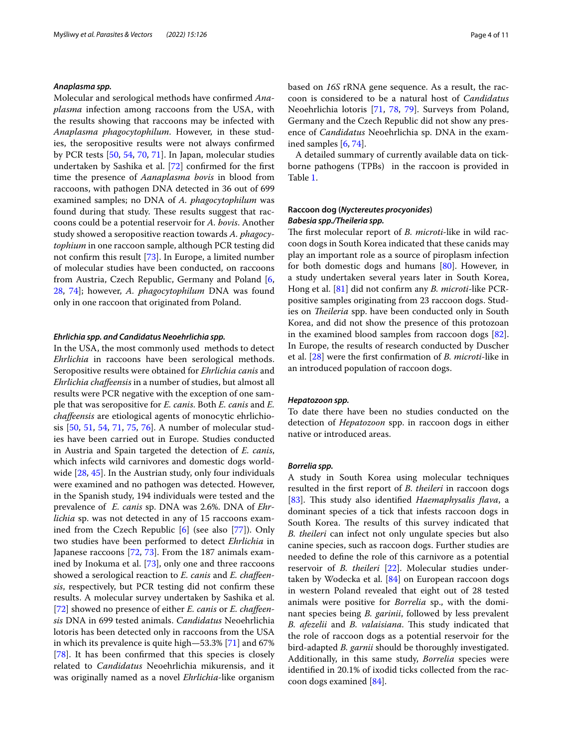#### *Anaplasma spp.*

Molecular and serological methods have confirmed *Anaplasma* infection among raccoons from the USA, with the results showing that raccoons may be infected with *Anaplasma phagocytophilum*. However, in these studies, the seropositive results were not always confirmed by PCR tests [50, 54, 70, 71]. In Japan, molecular studies undertaken by Sashika et al. [72] confirmed for the first time the presence of *Aanaplasma bovis* in blood from raccoons, with pathogen DNA detected in 36 out of 699 examined samples; no DNA of *A. phagocytophilum* was found during that study. These results suggest that raccoons could be a potential reservoir for *A. bovis*. Another study showed a seropositive reaction towards *A. phagocytophium* in one raccoon sample, although PCR testing did not confirm this result [73]. In Europe, a limited number of molecular studies have been conducted, on raccoons from Austria, Czech Republic, Germany and Poland [6, 28, 74]; however, *A. phagocytophilum* DNA was found only in one raccoon that originated from Poland.

#### *Ehrlichia spp. and Candidatus Neoehrlichia spp.*

In the USA, the most commonly used methods to detect *Ehrlichia* in raccoons have been serological methods. Seropositive results were obtained for *Ehrlichia canis* and *Ehrlichia chaffeensis* in a number of studies, but almost all results were PCR negative with the exception of one sample that was seropositive for *E. canis*. Both *E. canis* and *E. chaffeensis* are etiological agents of monocytic ehrlichiosis [50, 51, 54, 71, 75, 76]. A number of molecular studies have been carried out in Europe. Studies conducted in Austria and Spain targeted the detection of *E. canis*, which infects wild carnivores and domestic dogs worldwide [28, 45]. In the Austrian study, only four individuals were examined and no pathogen was detected. However, in the Spanish study, 194 individuals were tested and the prevalence of *E. canis* sp. DNA was 2.6%. DNA of *Ehrlichia* sp. was not detected in any of 15 raccoons examined from the Czech Republic [6] (see also [77]). Only two studies have been performed to detect *Ehrlichia* in Japanese raccoons [72, 73]. From the 187 animals examined by Inokuma et al. [73], only one and three raccoons showed a serological reaction to *E. canis* and *E. chaffeensis*, respectively, but PCR testing did not confirm these results. A molecular survey undertaken by Sashika et al. [72] showed no presence of either *E. canis* or *E. chaffeensis* DNA in 699 tested animals. *Candidatus* Neoehrlichia lotoris has been detected only in raccoons from the USA in which its prevalence is quite high—53.3% [71] and 67% [78]. It has been confirmed that this species is closely related to *Candidatus* Neoehrlichia mikurensis, and it was originally named as a novel *Ehrlichia*-like organism based on *16S* rRNA gene sequence. As a result, the raccoon is considered to be a natural host of *Candidatus* Neoehrlichia lotoris [71, 78, 79]. Surveys from Poland, Germany and the Czech Republic did not show any presence of *Candidatus* Neoehrlichia sp. DNA in the examined samples [6, 74].

A detailed summary of currently available data on tick-borne pathogens (TPBs) in the raccoon is provided in Table 1.

### Raccoon dog (*Nyctereutes procyonides*)

#### *Babesia spp./Theileria spp.*

The first molecular report of *B. microti*-like in wild raccoon dogs in South Korea indicated that these canids may play an important role as a source of piroplasm infection for both domestic dogs and humans [80]. However, in a study undertaken several years later in South Korea, Hong et al. [81] did not confirm any *B. microti*-like PCR-positive samples originating from 23 raccoon dogs. Studies on *Theileria* spp. have been conducted only in South Korea, and did not show the presence of this protozoan in the examined blood samples from raccoon dogs [82]. In Europe, the results of research conducted by Duscher et al. [28] were the first confirmation of *B. microti*-like in an introduced population of raccoon dogs.

#### *Hepatozoon spp.*

To date there have been no studies conducted on the detection of *Hepatozoon* spp. in raccoon dogs in either native or introduced areas.

#### *Borrelia spp.*

A study in South Korea using molecular techniques resulted in the first report of *B. theileri* in raccoon dogs [83]. This study also identified *Haemaphysalis flava*, a dominant species of a tick that infests raccoon dogs in South Korea. The results of this survey indicated that *B. theileri* can infect not only ungulate species but also canine species, such as raccoon dogs. Further studies are needed to define the role of this carnivore as a potential reservoir of *B. theileri* [22]. Molecular studies undertaken by Wodecka et al. [84] on European raccoon dogs in western Poland revealed that eight out of 28 tested animals were positive for *Borrelia* sp., with the dominant species being *B. garinii*, followed by less prevalent *B. afezelii* and *B. valaisiana*. This study indicated that the role of raccoon dogs as a potential reservoir for the bird-adapted *B. garnii* should be thoroughly investigated. Additionally, in this same study, *Borrelia* species were identified in 20.1% of ixodid ticks collected from the raccoon dogs examined [84].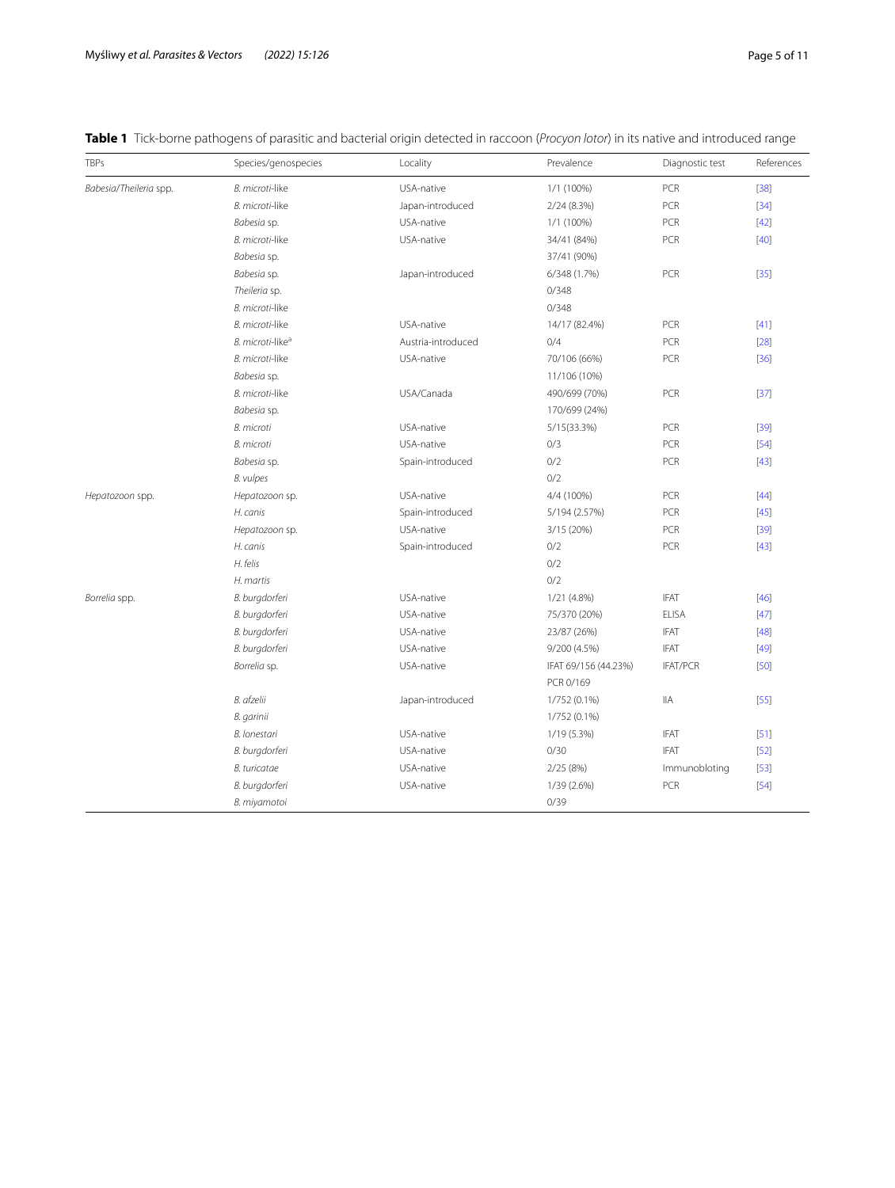**Table 1** Tick-borne pathogens of parasitic and bacterial origin detected in raccoon (*Procyon lotor*) in its native and introduced range

| TBPs | Species/genospecies | Locality | Prevalence | Diagnostic test | References |
|---|---|---|---|---|---|
| *Babesia/Theileria* spp. | *B. microti*-like | USA-native | 1/1 (100%) | PCR | [38] |
| | *B. microti*-like | Japan-introduced | 2/24 (8.3%) | PCR | [34] |
| | *Babesia* sp. | USA-native | 1/1 (100%) | PCR | [42] |
| | *B. microti*-like | USA-native | 34/41 (84%) | PCR | [40] |
| | *Babesia* sp. | | 37/41 (90%) | | |
| | *Babesia* sp. | Japan-introduced | 6/348 (1.7%) | PCR | [35] |
| | *Theileria* sp. | | 0/348 | | |
| | *B. microti*-like | | 0/348 | | |
| | *B. microti*-like | USA-native | 14/17 (82.4%) | PCR | [41] |
| | *B. microti*-like[a] | Austria-introduced | 0/4 | PCR | [28] |
| | *B. microti*-like | USA-native | 70/106 (66%) | PCR | [36] |
| | *Babesia* sp. | | 11/106 (10%) | | |
| | *B. microti*-like | USA/Canada | 490/699 (70%) | PCR | [37] |
| | *Babesia* sp. | | 170/699 (24%) | | |
| | *B. microti* | USA-native | 5/15(33.3%) | PCR | [39] |
| | *B. microti* | USA-native | 0/3 | PCR | [54] |
| | *Babesia* sp. | Spain-introduced | 0/2 | PCR | [43] |
| | *B. vulpes* | | 0/2 | | |
| *Hepatozoon* spp. | *Hepatozoon* sp. | USA-native | 4/4 (100%) | PCR | [44] |
| | *H. canis* | Spain-introduced | 5/194 (2.57%) | PCR | [45] |
| | *Hepatozoon* sp. | USA-native | 3/15 (20%) | PCR | [39] |
| | *H. canis* | Spain-introduced | 0/2 | PCR | [43] |
| | *H. felis* | | 0/2 | | |
| | *H. martis* | | 0/2 | | |
| *Borrelia* spp. | *B. burgdorferi* | USA-native | 1/21 (4.8%) | IFAT | [46] |
| | *B. burgdorferi* | USA-native | 75/370 (20%) | ELISA | [47] |
| | *B. burgdorferi* | USA-native | 23/87 (26%) | IFAT | [48] |
| | *B. burgdorferi* | USA-native | 9/200 (4.5%) | IFAT | [49] |
| | *Borrelia* sp. | USA-native | IFAT 69/156 (44.23%) | IFAT/PCR | [50] |
| | | | PCR 0/169 | | |
| | *B. afzelii* | Japan-introduced | 1/752 (0.1%) | IIA | [55] |
| | *B. garinii* | | 1/752 (0.1%) | | |
| | *B. lonestari* | USA-native | 1/19 (5.3%) | IFAT | [51] |
| | *B. burgdorferi* | USA-native | 0/30 | IFAT | [52] |
| | *B. turicatae* | USA-native | 2/25 (8%) | Immunobloting | [53] |
| | *B. burgdorferi* | USA-native | 1/39 (2.6%) | PCR | [54] |
| | *B. miyamotoi* | | 0/39 | | |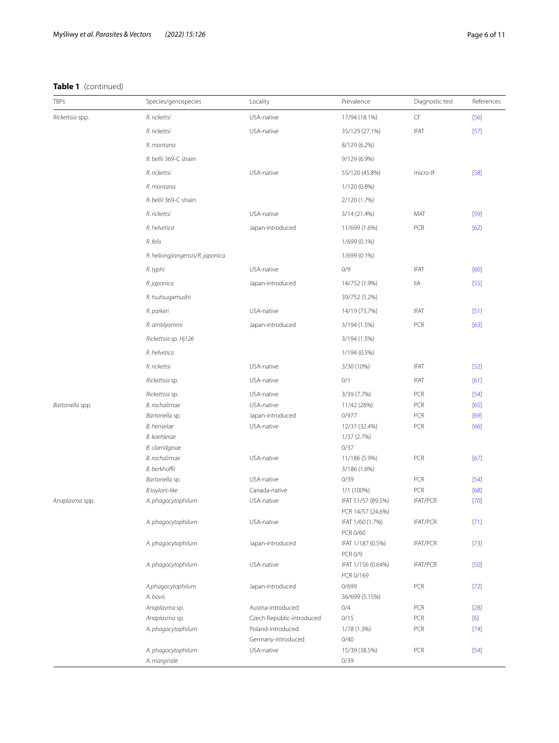**Table 1** (continued)

| TBPs | Species/genospecies | Locality | Prevalence | Diagnostic test | References |
|---|---|---|---|---|---|
| *Rickettsia* spp. | *R. rickettsi* | USA-native | 17/94 (18.1%) | CF | [56] |
| | *R. rickettsi* | USA-native | 35/129 (27.1%) | IFAT | [57] |
| | *R. montana* | | 8/129 (6.2%) | | |
| | *R. bellii* 369-C strain | | 9/129 (6.9%) | | |
| | *R. rickettsi* | USA-native | 55/120 (45.8%) | micro-IF | [58] |
| | *R. montana* | | 1/120 (0.8%) | | |
| | *R. bellii* 369-C strain | | 2/120 (1.7%) | | |
| | *R. rickettsi* | USA-native | 3/14 (21.4%) | MAT | [59] |
| | *R. helvetica* | Japan-introduced | 11/699 (1.6%) | PCR | [62] |
| | *R. felis* | | 1/699 (0.1%) | | |
| | *R. heliongjiangensis/R. japonica* | | 1/699 (0.1%) | | |
| | *R. typhi* | USA-native | 0/9 | IFAT | [60] |
| | *R. japonica* | Japan-introduced | 14/752 (1.9%) | IIA | [55] |
| | *R.* tsutsugamushi | | 39/752 (5.2%) | | |
| | *R. parkeri* | USA-native | 14/19 (73.7%) | IFAT | [51] |
| | *R. amblyommi* | Japan-introduced | 3/194 (1.5%) | PCR | [63] |
| | *Rickettsia* sp. *Hj126* | | 3/194 (1.5%) | | |
| | *R. helvetica* | | 1/194 (0.5%) | | |
| | *R. rickettsi* | USA-native | 3/30 (10%) | IFAT | [52] |
| | *Rickettsia* sp. | USA-native | 0/1 | IFAT | [61] |
| | *Rickettsia* sp. | USA-native | 3/39 (7.7%) | PCR | [54] |
| *Bartonella* spp. | *B. rochalimae* | USA-native | 11/42 (26%) | PCR | [65] |
| | *Bartonella* sp. | Japan-introduced | 0/977 | PCR | [69] |
| | *B. henselae* | USA-native | 12/37 (32.4%) | PCR | [66] |
| | *B. koehlerae* | | 1/37 (2.7%) | | |
| | *B. clarridgeiae* | | 0/37 | | |
| | *B. rochalimae* | USA-native | 11/186 (5.9%) | PCR | [67] |
| | *B. berkhoffii* | | 3/186 (1.6%) | | |
| | *Bartonella* sp. | USA-native | 0/39 | PCR | [54] |
| | *B.taylorii-like* | Canada-native | 1/1 (100%) | PCR | [68] |
| *Anaplasma* spp. | *A. phagocytophilum* | USA-native | IFAT 51/57 (89.5%)<br>PCR 14/57 (24.6%) | IFAT/PCR | [70] |
| | *A. phagocytophilum* | USA-native | IFAT 1/60 (1.7%)<br>PCR 0/60 | IFAT/PCR | [71] |
| | *A. phagocytophilum* | Japan-introduced | IFAT 1/187 (0.5%)<br>PCR 0/9 | IFAT/PCR | [73] |
| | *A. phagocytophilum* | USA-native | IFAT 1/156 (0.64%)<br>PCR 0/169 | IFAT/PCR | [50] |
| | *A.phagocytophilum* | Japan-introduced | 0/699 | PCR | [72] |
| | *A. bovis* | | 36/699 (5.15%) | | |
| | *Anaplasma* sp. | Austria-introduced | 0/4 | PCR | [28] |
| | *Anaplasma* sp. | Czech Republic-introduced | 0/15 | PCR | [6] |
| | *A. phagocytophilum* | Poland-introduced | 1/78 (1.3%) | PCR | [74] |
| | | Germany-introduced | 0/40 | | |
| | *A. phagocytophilum* | USA-native | 15/39 (38.5%) | PCR | [54] |
| | *A. marginale* | | 0/39 | | |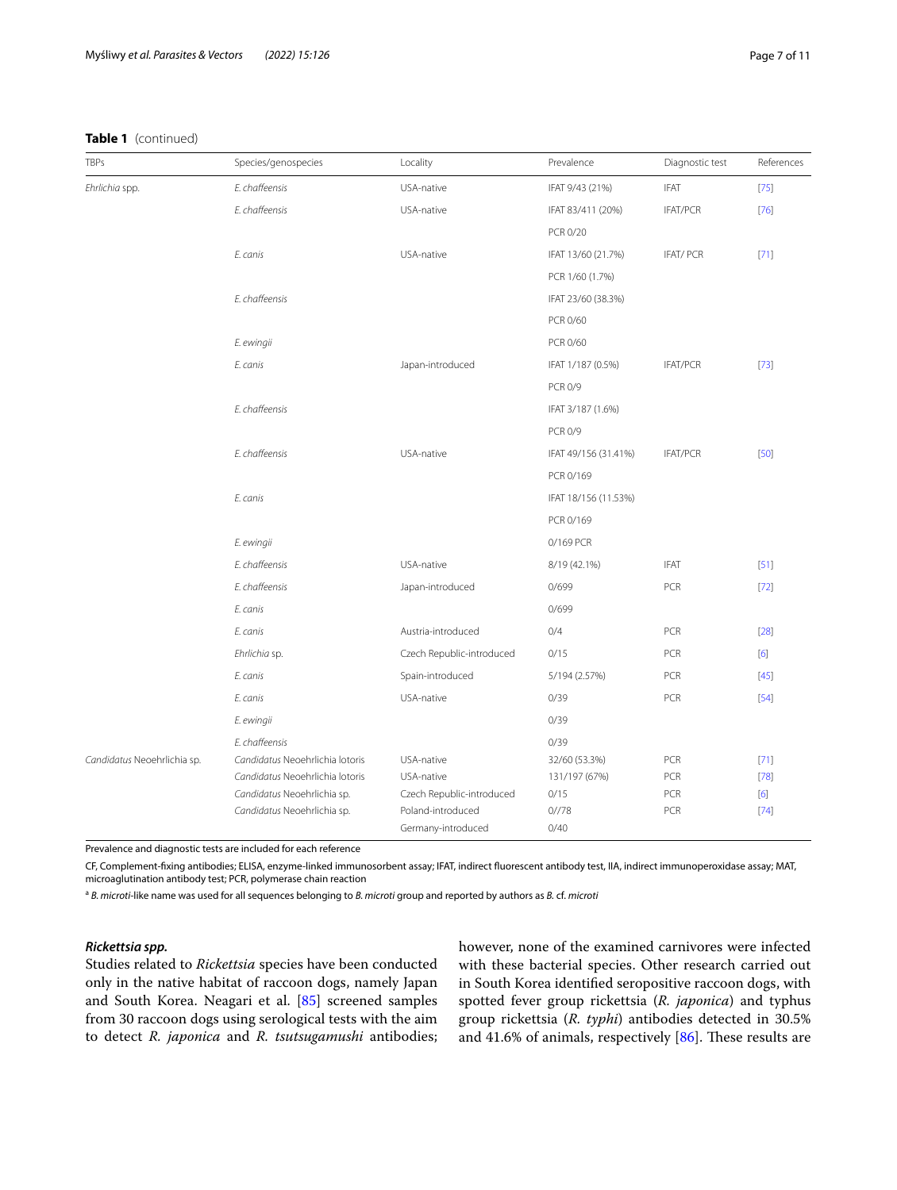**Table 1** (continued)

| TBPs | Species/genospecies | Locality | Prevalence | Diagnostic test | References |
|---|---|---|---|---|---|
| *Ehrlichia* spp. | *E. chaffeensis* | USA-native | IFAT 9/43 (21%) | IFAT | [75] |
| | *E. chaffeensis* | USA-native | IFAT 83/411 (20%) | IFAT/PCR | [76] |
| | | | PCR 0/20 | | |
| | *E. canis* | USA-native | IFAT 13/60 (21.7%) | IFAT/ PCR | [71] |
| | | | PCR 1/60 (1.7%) | | |
| | *E. chaffeensis* | | IFAT 23/60 (38.3%) | | |
| | | | PCR 0/60 | | |
| | *E. ewingii* | | PCR 0/60 | | |
| | *E. canis* | Japan-introduced | IFAT 1/187 (0.5%) | IFAT/PCR | [73] |
| | | | PCR 0/9 | | |
| | *E. chaffeensis* | | IFAT 3/187 (1.6%) | | |
| | | | PCR 0/9 | | |
| | *E. chaffeensis* | USA-native | IFAT 49/156 (31.41%) | IFAT/PCR | [50] |
| | | | PCR 0/169 | | |
| | *E. canis* | | IFAT 18/156 (11.53%) | | |
| | | | PCR 0/169 | | |
| | *E. ewingii* | | 0/169 PCR | | |
| | *E. chaffeensis* | USA-native | 8/19 (42.1%) | IFAT | [51] |
| | *E. chaffeensis* | Japan-introduced | 0/699 | PCR | [72] |
| | *E. canis* | | 0/699 | | |
| | *E. canis* | Austria-introduced | 0/4 | PCR | [28] |
| | *Ehrlichia* sp. | Czech Republic-introduced | 0/15 | PCR | [6] |
| | *E. canis* | Spain-introduced | 5/194 (2.57%) | PCR | [45] |
| | *E. canis* | USA-native | 0/39 | PCR | [54] |
| | *E. ewingii* | | 0/39 | | |
| | *E. chaffeensis* | | 0/39 | | |
| *Candidatus* Neoehrlichia sp. | *Candidatus* Neoehrlichia lotoris | USA-native | 32/60 (53.3%) | PCR | [71] |
| | *Candidatus* Neoehrlichia lotoris | USA-native | 131/197 (67%) | PCR | [78] |
| | *Candidatus* Neoehrlichia sp. | Czech Republic-introduced | 0/15 | PCR | [6] |
| | *Candidatus* Neoehrlichia sp. | Poland-introduced | 0//78 | PCR | [74] |
| | | Germany-introduced | 0/40 | | |

Prevalence and diagnostic tests are included for each reference

CF, Complement-fixing antibodies; ELISA, enzyme-linked immunosorbent assay; IFAT, indirect fluorescent antibody test, IIA, indirect immunoperoxidase assay; MAT, microaglutination antibody test; PCR, polymerase chain reaction

[a] *B. microti*-like name was used for all sequences belonging to *B. microti* group and reported by authors as *B.* cf. *microti*

### *Rickettsia spp.*

Studies related to *Rickettsia* species have been conducted only in the native habitat of raccoon dogs, namely Japan and South Korea. Neagari et al. [85] screened samples from 30 raccoon dogs using serological tests with the aim to detect *R. japonica* and *R. tsutsugamushi* antibodies; however, none of the examined carnivores were infected with these bacterial species. Other research carried out in South Korea identified seropositive raccoon dogs, with spotted fever group rickettsia (*R. japonica*) and typhus group rickettsia (*R. typhi*) antibodies detected in 30.5% and 41.6% of animals, respectively [86]. These results are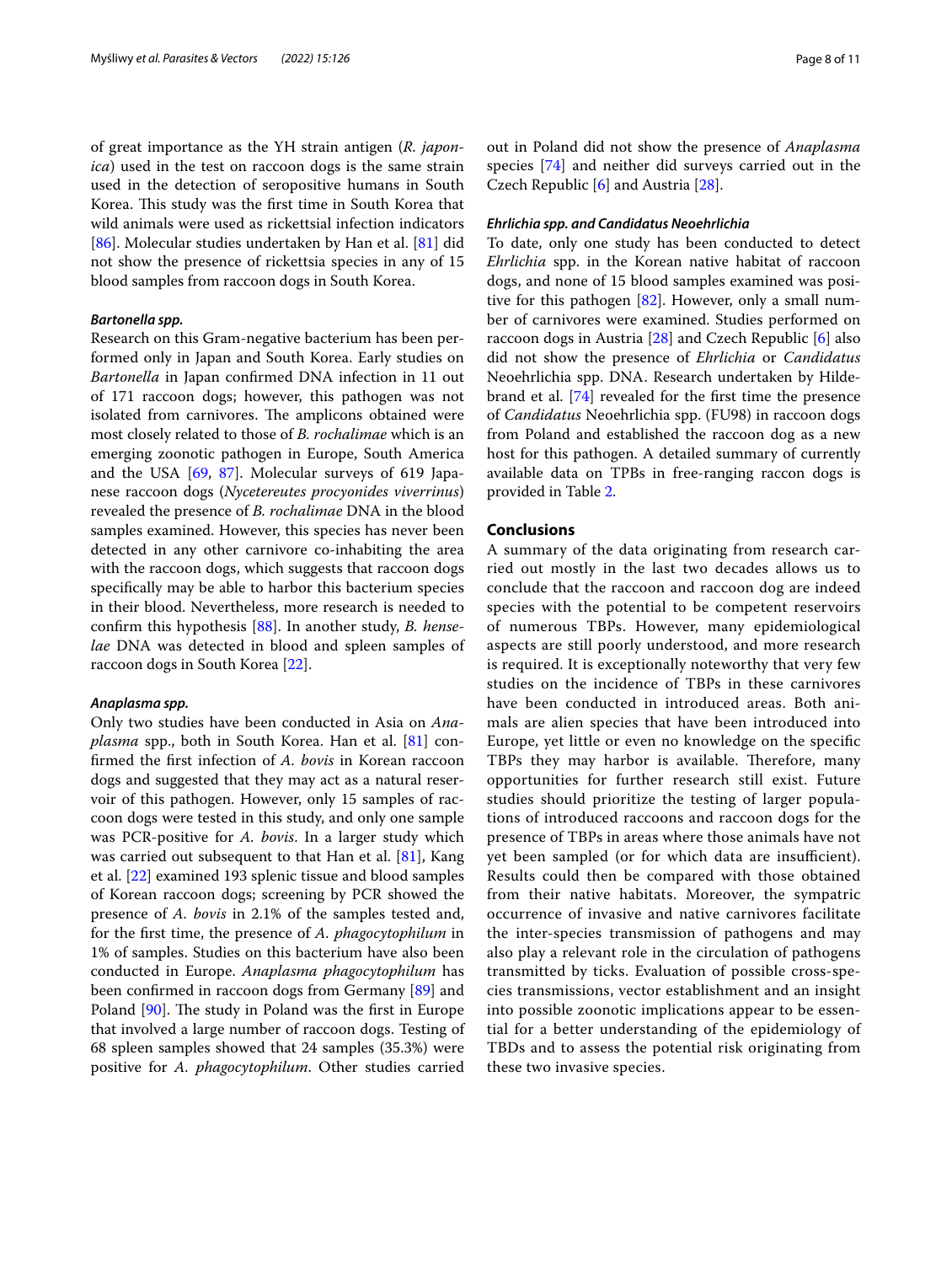of great importance as the YH strain antigen (*R. japonica*) used in the test on raccoon dogs is the same strain used in the detection of seropositive humans in South Korea. This study was the first time in South Korea that wild animals were used as rickettsial infection indicators [86]. Molecular studies undertaken by Han et al. [81] did not show the presence of rickettsia species in any of 15 blood samples from raccoon dogs in South Korea.

#### *Bartonella spp.*

Research on this Gram-negative bacterium has been performed only in Japan and South Korea. Early studies on *Bartonella* in Japan confirmed DNA infection in 11 out of 171 raccoon dogs; however, this pathogen was not isolated from carnivores. The amplicons obtained were most closely related to those of *B. rochalimae* which is an emerging zoonotic pathogen in Europe, South America and the USA [69, 87]. Molecular surveys of 619 Japanese raccoon dogs (*Nycetereutes procyonides viverrinus*) revealed the presence of *B. rochalimae* DNA in the blood samples examined. However, this species has never been detected in any other carnivore co-inhabiting the area with the raccoon dogs, which suggests that raccoon dogs specifically may be able to harbor this bacterium species in their blood. Nevertheless, more research is needed to confirm this hypothesis [88]. In another study, *B. henselae* DNA was detected in blood and spleen samples of raccoon dogs in South Korea [22].

#### *Anaplasma spp.*

Only two studies have been conducted in Asia on *Anaplasma* spp., both in South Korea. Han et al. [81] confirmed the first infection of *A. bovis* in Korean raccoon dogs and suggested that they may act as a natural reservoir of this pathogen. However, only 15 samples of raccoon dogs were tested in this study, and only one sample was PCR-positive for *A. bovis*. In a larger study which was carried out subsequent to that Han et al. [81], Kang et al. [22] examined 193 splenic tissue and blood samples of Korean raccoon dogs; screening by PCR showed the presence of *A. bovis* in 2.1% of the samples tested and, for the first time, the presence of *A. phagocytophilum* in 1% of samples. Studies on this bacterium have also been conducted in Europe. *Anaplasma phagocytophilum* has been confirmed in raccoon dogs from Germany [89] and Poland [90]. The study in Poland was the first in Europe that involved a large number of raccoon dogs. Testing of 68 spleen samples showed that 24 samples (35.3%) were positive for *A. phagocytophilum*. Other studies carried out in Poland did not show the presence of *Anaplasma* species [74] and neither did surveys carried out in the Czech Republic [6] and Austria [28].

#### *Ehrlichia spp. and Candidatus Neoehrlichia*

To date, only one study has been conducted to detect *Ehrlichia* spp. in the Korean native habitat of raccoon dogs, and none of 15 blood samples examined was positive for this pathogen [82]. However, only a small number of carnivores were examined. Studies performed on raccoon dogs in Austria [28] and Czech Republic [6] also did not show the presence of *Ehrlichia* or *Candidatus* Neoehrlichia spp. DNA. Research undertaken by Hildebrand et al. [74] revealed for the first time the presence of *Candidatus* Neoehrlichia spp. (FU98) in raccoon dogs from Poland and established the raccoon dog as a new host for this pathogen. A detailed summary of currently available data on TPBs in free-ranging raccon dogs is provided in Table 2.

## Conclusions

A summary of the data originating from research carried out mostly in the last two decades allows us to conclude that the raccoon and raccoon dog are indeed species with the potential to be competent reservoirs of numerous TBPs. However, many epidemiological aspects are still poorly understood, and more research is required. It is exceptionally noteworthy that very few studies on the incidence of TBPs in these carnivores have been conducted in introduced areas. Both animals are alien species that have been introduced into Europe, yet little or even no knowledge on the specific TBPs they may harbor is available. Therefore, many opportunities for further research still exist. Future studies should prioritize the testing of larger populations of introduced raccoons and raccoon dogs for the presence of TBPs in areas where those animals have not yet been sampled (or for which data are insufficient). Results could then be compared with those obtained from their native habitats. Moreover, the sympatric occurrence of invasive and native carnivores facilitate the inter-species transmission of pathogens and may also play a relevant role in the circulation of pathogens transmitted by ticks. Evaluation of possible cross-species transmissions, vector establishment and an insight into possible zoonotic implications appear to be essential for a better understanding of the epidemiology of TBDs and to assess the potential risk originating from these two invasive species.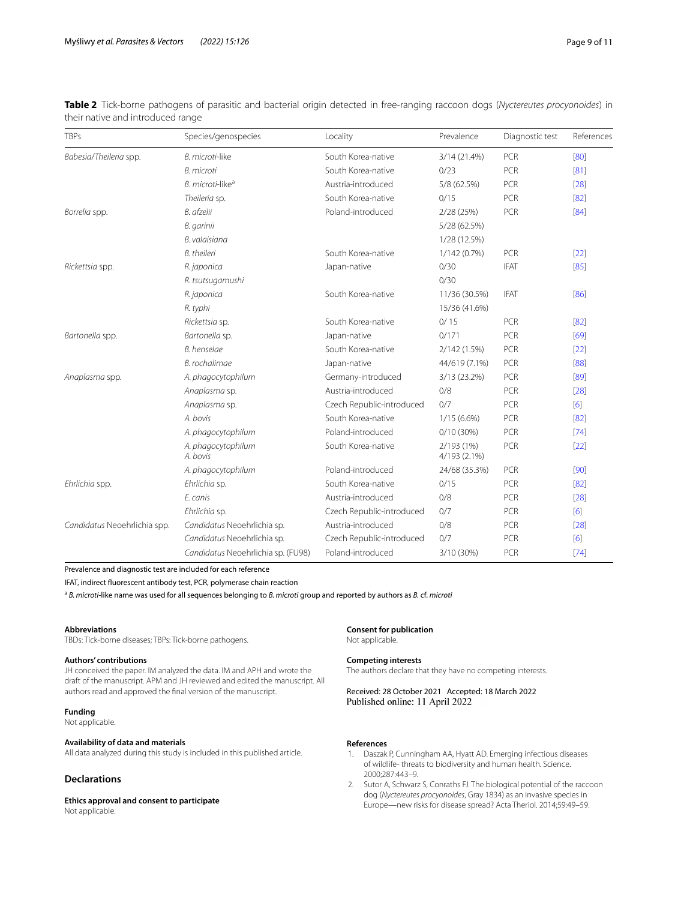**Table 2** Tick-borne pathogens of parasitic and bacterial origin detected in free-ranging raccoon dogs (*Nyctereutes procyonoides*) in their native and introduced range

| TBPs | Species/genospecies | Locality | Prevalence | Diagnostic test | References |
|---|---|---|---|---|---|
| *Babesia/Theileria* spp. | *B. microti*-like | South Korea-native | 3/14 (21.4%) | PCR | [80] |
| | *B. microti* | South Korea-native | 0/23 | PCR | [81] |
| | *B. microti*-like[a] | Austria-introduced | 5/8 (62.5%) | PCR | [28] |
| | *Theileria* sp. | South Korea-native | 0/15 | PCR | [82] |
| *Borrelia* spp. | *B. afzelii* | Poland-introduced | 2/28 (25%) | PCR | [84] |
| | *B. garinii* | | 5/28 (62.5%) | | |
| | *B. valaisiana* | | 1/28 (12.5%) | | |
| | *B. theileri* | South Korea-native | 1/142 (0.7%) | PCR | [22] |
| *Rickettsia* spp. | *R. japonica* | Japan-native | 0/30 | IFAT | [85] |
| | *R. tsutsugamushi* | | 0/30 | | |
| | *R. japonica* | South Korea-native | 11/36 (30.5%) | IFAT | [86] |
| | *R. typhi* | | 15/36 (41.6%) | | |
| | *Rickettsia* sp. | South Korea-native | 0/ 15 | PCR | [82] |
| *Bartonella* spp. | *Bartonella* sp. | Japan-native | 0/171 | PCR | [69] |
| | *B. henselae* | South Korea-native | 2/142 (1.5%) | PCR | [22] |
| | *B. rochalimae* | Japan-native | 44/619 (7.1%) | PCR | [88] |
| *Anaplasma* spp. | *A. phagocytophilum* | Germany-introduced | 3/13 (23.2%) | PCR | [89] |
| | *Anaplasma* sp. | Austria-introduced | 0/8 | PCR | [28] |
| | *Anaplasma* sp. | Czech Republic-introduced | 0/7 | PCR | [6] |
| | *A. bovis* | South Korea-native | 1/15 (6.6%) | PCR | [82] |
| | *A. phagocytophilum* | Poland-introduced | 0/10 (30%) | PCR | [74] |
| | *A. phagocytophilum* *A. bovis* | South Korea-native | 2/193 (1%) 4/193 (2.1%) | PCR | [22] |
| | *A. phagocytophilum* | Poland-introduced | 24/68 (35.3%) | PCR | [90] |
| *Ehrlichia* spp. | *Ehrlichia* sp. | South Korea-native | 0/15 | PCR | [82] |
| | *E. canis* | Austria-introduced | 0/8 | PCR | [28] |
| | *Ehrlichia* sp. | Czech Republic-introduced | 0/7 | PCR | [6] |
| *Candidatus* Neoehrlichia spp. | *Candidatus* Neoehrlichia sp. | Austria-introduced | 0/8 | PCR | [28] |
| | *Candidatus* Neoehrlichia sp. | Czech Republic-introduced | 0/7 | PCR | [6] |
| | *Candidatus* Neoehrlichia sp. (FU98) | Poland-introduced | 3/10 (30%) | PCR | [74] |

Prevalence and diagnostic test are included for each reference

IFAT, indirect fluorescent antibody test, PCR, polymerase chain reaction

[a] *B. microti*-like name was used for all sequences belonging to *B. microti* group and reported by authors as *B.* cf. *microti*

#### Abbreviations
TBDs: Tick-borne diseases; TBPs: Tick-borne pathogens.

#### Authors' contributions
JH conceived the paper. IM analyzed the data. IM and APH and wrote the draft of the manuscript. APM and JH reviewed and edited the manuscript. All authors read and approved the final version of the manuscript.

#### Funding
Not applicable.

#### Availability of data and materials
All data analyzed during this study is included in this published article.

### Declarations

#### Ethics approval and consent to participate
Not applicable.

#### Consent for publication
Not applicable.

#### Competing interests
The authors declare that they have no competing interests.

Received: 28 October 2021 Accepted: 18 March 2022
Published online: 11 April 2022

#### References
1. Daszak P, Cunningham AA, Hyatt AD. Emerging infectious diseases of wildlife- threats to biodiversity and human health. Science. 2000;287:443–9.
2. Sutor A, Schwarz S, Conraths FJ. The biological potential of the raccoon dog (*Nyctereutes procyonoides*, Gray 1834) as an invasive species in Europe—new risks for disease spread? Acta Theriol. 2014;59:49–59.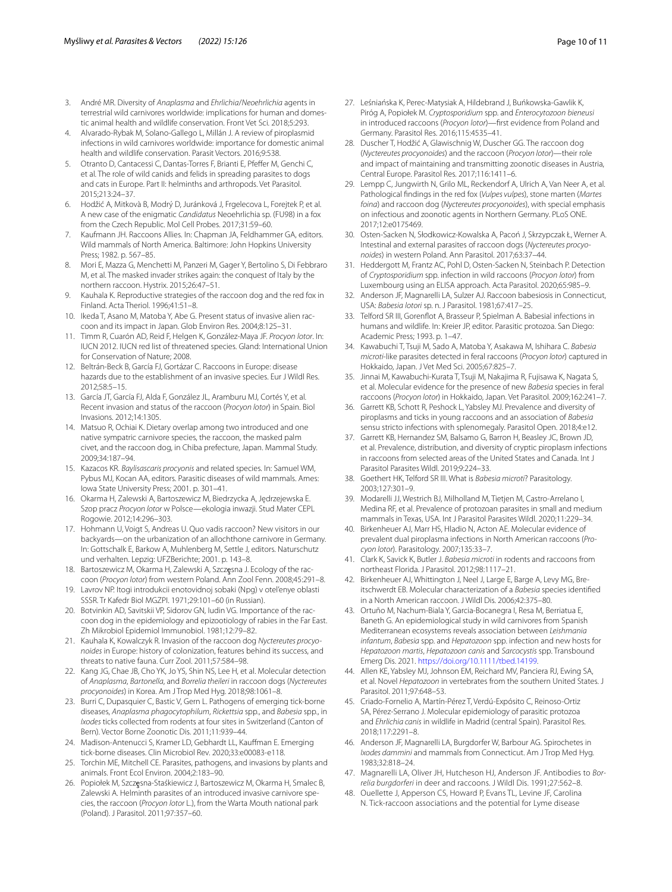3. André MR. Diversity of *Anaplasma* and *Ehrlichia/Neoehrlichia* agents in terrestrial wild carnivores worldwide: implications for human and domestic animal health and wildlife conservation. Front Vet Sci. 2018;5:293.
4. Alvarado-Rybak M, Solano-Gallego L, Millán J. A review of piroplasmid infections in wild carnivores worldwide: importance for domestic animal health and wildlife conservation. Parasit Vectors. 2016;9:538.
5. Otranto D, Cantacessi C, Dantas-Torres F, Brianti E, Pfeffer M, Genchi C, et al. The role of wild canids and felids in spreading parasites to dogs and cats in Europe. Part II: helminths and arthropods. Vet Parasitol. 2015;213:24–37.
6. Hodžić A, Mitkovà B, Modrý D, Juránková J, Frgelecova L, Forejtek P, et al. A new case of the enigmatic *Candidatus* Neoehrlichia sp. (FU98) in a fox from the Czech Republic. Mol Cell Probes. 2017;31:59–60.
7. Kaufmann JH. Raccoons Allies. In: Chapman JA, Feldhammer GA, editors. Wild mammals of North America. Baltimore: John Hopkins University Press; 1982. p. 567–85.
8. Mori E, Mazza G, Menchetti M, Panzeri M, Gager Y, Bertolino S, Di Febbraro M, et al. The masked invader strikes again: the conquest of Italy by the northern raccoon. Hystrix. 2015;26:47–51.
9. Kauhala K. Reproductive strategies of the raccoon dog and the red fox in Finland. Acta Theriol. 1996;41:51–8.
10. Ikeda T, Asano M, Matoba Y, Abe G. Present status of invasive alien raccoon and its impact in Japan. Glob Environ Res. 2004;8:125–31.
11. Timm R, Cuarón AD, Reid F, Helgen K, González-Maya JF. *Procyon lotor*. In: IUCN 2012. IUCN red list of threatened species. Gland: International Union for Conservation of Nature; 2008.
12. Beltrán-Beck B, García FJ, Gortázar C. Raccoons in Europe: disease hazards due to the establishment of an invasive species. Eur J Wildl Res. 2012;58:5–15.
13. García JT, García FJ, Alda F, González JL, Aramburu MJ, Cortés Y, et al. Recent invasion and status of the raccoon (*Procyon lotor*) in Spain. Biol Invasions. 2012;14:1305.
14. Matsuo R, Ochiai K. Dietary overlap among two introduced and one native sympatric carnivore species, the raccoon, the masked palm civet, and the raccoon dog, in Chiba prefecture, Japan. Mammal Study. 2009;34:187–94.
15. Kazacos KR. *Baylisascaris procyonis* and related species. In: Samuel WM, Pybus MJ, Kocan AA, editors. Parasitic diseases of wild mammals. Ames: Iowa State University Press; 2001. p. 301–41.
16. Okarma H, Zalewski A, Bartoszewicz M, Biedrzycka A, Jędrzejewska E. Szop pracz *Procyon lotor* w Polsce—ekologia inwazji. Stud Mater CEPL Rogowie. 2012;14:296–303.
17. Hohmann U, Voigt S, Andreas U. Quo vadis raccoon? New visitors in our backyards—on the urbanization of an allochthone carnivore in Germany. In: Gottschalk E, Barkow A, Muhlenberg M, Settle J, editors. Naturschutz und verhalten. Lepzig: UFZBerichte; 2001. p. 143–8.
18. Bartoszewicz M, Okarma H, Zalewski A, Szczęsna J. Ecology of the raccoon (*Procyon lotor*) from western Poland. Ann Zool Fenn. 2008;45:291–8.
19. Lavrov NP. Itogi introdukcii enotovidnoj sobaki (Npg) v otel'enye oblasti SSSR. Tr Kafedr Biol MGZPI. 1971;29:101–60 (in Russian).
20. Botvinkin AD, Savitskii VP, Sidorov GN, Iudin VG. Importance of the raccoon dog in the epidemiology and epizootiology of rabies in the Far East. Zh Mikrobiol Epidemiol Immunobiol. 1981;12:79–82.
21. Kauhala K, Kowalczyk R. Invasion of the raccoon dog *Nyctereutes procyonoides* in Europe: history of colonization, features behind its success, and threats to native fauna. Curr Zool. 2011;57:584–98.
22. Kang JG, Chae JB, Cho YK, Jo YS, Shin NS, Lee H, et al. Molecular detection of *Anaplasma*, *Bartonella*, and *Borrelia theileri* in raccoon dogs (*Nyctereutes procyonoides*) in Korea. Am J Trop Med Hyg. 2018;98:1061–8.
23. Burri C, Dupasquier C, Bastic V, Gern L. Pathogens of emerging tick-borne diseases, *Anaplasma phagocytophilum*, *Rickettsia* spp., and *Babesia* spp., in *Ixodes* ticks collected from rodents at four sites in Switzerland (Canton of Bern). Vector Borne Zoonotic Dis. 2011;11:939–44.
24. Madison-Antenucci S, Kramer LD, Gebhardt LL, Kauffman E. Emerging tick-borne diseases. Clin Microbiol Rev. 2020;33:e00083-e118.
25. Torchin ME, Mitchell CE. Parasites, pathogens, and invasions by plants and animals. Front Ecol Environ. 2004;2:183–90.
26. Popiołek M, Szczęsna-Staśkiewicz J, Bartoszewicz M, Okarma H, Smalec B, Zalewski A. Helminth parasites of an introduced invasive carnivore species, the raccoon (*Procyon lotor* L.), from the Warta Mouth national park (Poland). J Parasitol. 2011;97:357–60.
27. Leśniańska K, Perec-Matysiak A, Hildebrand J, Buńkowska-Gawlik K, Piróg A, Popiołek M. *Cryptosporidium* spp. and *Enterocytozoon bieneusi* in introduced raccoons (*Procyon lotor*)—first evidence from Poland and Germany. Parasitol Res. 2016;115:4535–41.
28. Duscher T, Hodžić A, Glawischnig W, Duscher GG. The raccoon dog (*Nyctereutes procyonoides*) and the raccoon (*Procyon lotor*)—their role and impact of maintaining and transmitting zoonotic diseases in Austria, Central Europe. Parasitol Res. 2017;116:1411–6.
29. Lempp C, Jungwirth N, Grilo ML, Reckendorf A, Ulrich A, Van Neer A, et al. Pathological findings in the red fox (*Vulpes vulpes*), stone marten (*Martes foina*) and raccoon dog (*Nyctereutes procyonoides*), with special emphasis on infectious and zoonotic agents in Northern Germany. PLoS ONE. 2017;12:e0175469.
30. Osten-Sacken N, Słodkowicz-Kowalska A, Pacoń J, Skrzypczak Ł, Werner A. Intestinal and external parasites of raccoon dogs (*Nyctereutes procyonoides*) in western Poland. Ann Parasitol. 2017;63:37–44.
31. Heddergott M, Frantz AC, Pohl D, Osten-Sacken N, Steinbach P. Detection of *Cryptosporidium* spp. infection in wild raccoons (*Procyon lotor*) from Luxembourg using an ELISA approach. Acta Parasitol. 2020;65:985–9.
32. Anderson JF, Magnarelli LA, Sulzer AJ. Raccoon babesiosis in Connecticut, USA: *Babesia lotori* sp. n. J Parasitol. 1981;67:417–25.
33. Telford SR III, Gorenflot A, Brasseur P, Spielman A. Babesial infections in humans and wildlife. In: Kreier JP, editor. Parasitic protozoa. San Diego: Academic Press; 1993. p. 1–47.
34. Kawabuchi T, Tsuji M, Sado A, Matoba Y, Asakawa M, Ishihara C. *Babesia microti*-like parasites detected in feral raccoons (*Procyon lotor*) captured in Hokkaido, Japan. J Vet Med Sci. 2005;67:825–7.
35. Jinnai M, Kawabuchi-Kurata T, Tsuji M, Nakajima R, Fujisawa K, Nagata S, et al. Molecular evidence for the presence of new *Babesia* species in feral raccoons (*Procyon lotor*) in Hokkaido, Japan. Vet Parasitol. 2009;162:241–7.
36. Garrett KB, Schott R, Peshock L, Yabsley MJ. Prevalence and diversity of piroplasms and ticks in young raccoons and an association of *Babesia* sensu stricto infections with splenomegaly. Parasitol Open. 2018;4:e12.
37. Garrett KB, Hernandez SM, Balsamo G, Barron H, Beasley JC, Brown JD, et al. Prevalence, distribution, and diversity of cryptic piroplasm infections in raccoons from selected areas of the United States and Canada. Int J Parasitol Parasites Wildl. 2019;9:224–33.
38. Goethert HK, Telford SR III. What is *Babesia microti*? Parasitology. 2003;127:301–9.
39. Modarelli JJ, Westrich BJ, Milholland M, Tietjen M, Castro-Arrelano I, Medina RF, et al. Prevalence of protozoan parasites in small and medium mammals in Texas, USA. Int J Parasitol Parasites Wildl. 2020;11:229–34.
40. Birkenheuer AJ, Marr HS, Hladio N, Acton AE. Molecular evidence of prevalent dual piroplasma infections in North American raccoons (*Procyon lotor*). Parasitology. 2007;135:33–7.
41. Clark K, Savick K, Butler J. *Babesia microti* in rodents and raccoons from northeast Florida. J Parasitol. 2012;98:1117–21.
42. Birkenheuer AJ, Whittington J, Neel J, Large E, Barge A, Levy MG, Breitschwerdt EB. Molecular characterization of a *Babesia* species identified in a North American raccoon. J Wildl Dis. 2006;42:375–80.
43. Ortuño M, Nachum-Biala Y, Garcia-Bocanegra I, Resa M, Berriatua E, Baneth G. An epidemiological study in wild carnivores from Spanish Mediterranean ecosystems reveals association between *Leishmania infantum*, *Babesia* spp. and *Hepatozoon* spp. infection and new hosts for *Hepatozoon martis*, *Hepatozoon canis* and *Sarcocystis* spp. Transbound Emerg Dis. 2021. https://doi.org/10.1111/tbed.14199.
44. Allen KE, Yabsley MJ, Johnson EM, Reichard MV, Panciera RJ, Ewing SA, et al. Novel *Hepatozoon* in vertebrates from the southern United States. J Parasitol. 2011;97:648–53.
45. Criado-Fornelio A, Martín-Pérez T, Verdú-Expósito C, Reinoso-Ortiz SA, Pérez-Serrano J. Molecular epidemiology of parasitic protozoa and *Ehrlichia canis* in wildlife in Madrid (central Spain). Parasitol Res. 2018;117:2291–8.
46. Anderson JF, Magnarelli LA, Burgdorfer W, Barbour AG. Spirochetes in *Ixodes dammini* and mammals from Connecticut. Am J Trop Med Hyg. 1983;32:818–24.
47. Magnarelli LA, Oliver JH, Hutcheson HJ, Anderson JF. Antibodies to *Borrelia burgdorferi* in deer and raccoons. J Wildl Dis. 1991;27:562–8.
48. Ouellette J, Apperson CS, Howard P, Evans TL, Levine JF, Carolina N. Tick-raccoon associations and the potential for Lyme disease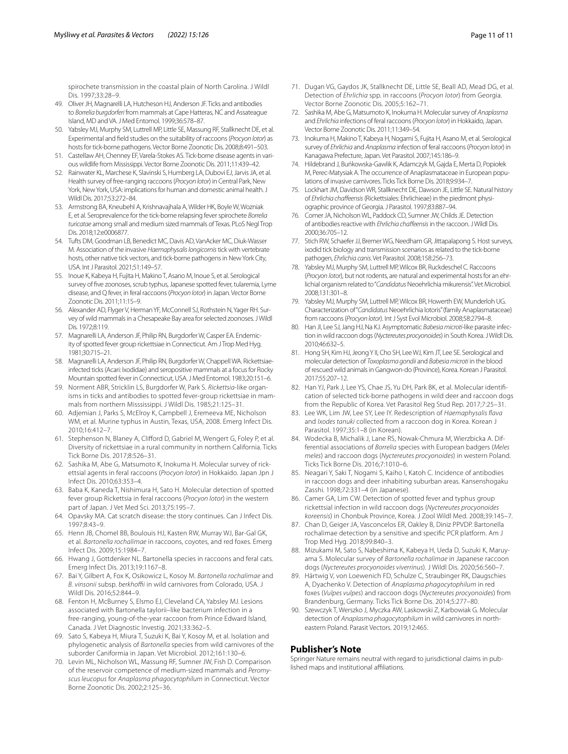spirochete transmission in the coastal plain of North Carolina. J Wildl Dis. 1997;33:28–9.

49. Oliver JH, Magnarelli LA, Hutcheson HJ, Anderson JF. Ticks and antibodies to *Borrelia burgdorferi* from mammals at Cape Hatteras, NC and Assateague Island, MD and VA. J Med Entomol. 1999;36:578–87.
50. Yabsley MJ, Murphy SM, Luttrell MP, Little SE, Massung RF, Stallknecht DE, et al. Experimental and field studies on the suitability of raccoons (*Procyon lotor*) as hosts for tick-borne pathogens. Vector Borne Zoonotic Dis. 2008;8:491–503.
51. Castellaw AH, Chenney EF, Varela-Stokes AS. Tick-borne disease agents in various wildlife from Mississippi. Vector Borne Zoonotic Dis. 2011;11:439–42.
52. Rainwater KL, Marchese K, Slavinski S, Humberg LA, Dubovi EJ, Jarvis JA, et al. Health survey of free-ranging raccoons (*Procyon lotor*) in Central Park, New York, New York, USA: implications for human and domestic animal health. J Wildl Dis. 2017;53:272–84.
53. Armstrong BA, Kneubehl A, Krishnavajhala A, Wilder HK, Boyle W, Wozniak E, et al. Seroprevalence for the tick-borne relapsing fever spirochete *Borrelia turicatae* among small and medium sized mammals of Texas. PLoS Negl Trop Dis. 2018;12:e0006877.
54. Tufts DM, Goodman LB, Benedict MC, Davis AD, VanAcker MC, Diuk-Wasser M. Association of the invasive *Haemaphysalis longicornis* tick with vertebrate hosts, other native tick vectors, and tick-borne pathogens in New York City, USA. Int J Parasitol. 2021;51:149–57.
55. Inoue K, Kabeya H, Fujita H, Makino T, Asano M, Inoue S, et al. Serological survey of five zoonoses, scrub typhus, Japanese spotted fever, tularemia, Lyme disease, and Q fever, in feral raccoons (*Procyon lotor*) in Japan. Vector Borne Zoonotic Dis. 2011;11:15–9.
56. Alexander AD, Flyger V, Herman YF, McConnell SJ, Rothstein N, Yager RH. Survey of wild mammals in a Chesapeake Bay area for selected zoonoses. J Wildl Dis. 1972;8:119.
57. Magnarelli LA, Anderson JF, Philip RN, Burgdorfer W, Casper EA. Endemicity of spotted fever group rickettsiae in Connecticut. Am J Trop Med Hyg. 1981;30:715–21.
58. Magnarelli LA, Anderson JF, Philip RN, Burgdorfer W, Chappell WA. Rickettsiae-infected ticks (Acari: Ixodidae) and seropositive mammals at a focus for Rocky Mountain spotted fever in Connecticut, USA. J Med Entomol. 1983;20:151–6.
59. Norment ABR, Stricklin LS, Burgdorfer W, Park S. *Rickettsia*-like organisms in ticks and antibodies to spotted fever-group rickettsiae in mammals from northern Missssissippi. J Wildl Dis. 1985;21:125–31.
60. Adjemian J, Parks S, McElroy K, Campbell J, Eremeeva ME, Nicholson WM, et al. Murine typhus in Austin, Texas, USA, 2008. Emerg Infect Dis. 2010;16:412–7.
61. Stephenson N, Blaney A, Clifford D, Gabriel M, Wengert G, Foley P, et al. Diversity of rickettsiae in a rural community in northern California. Ticks Tick Borne Dis. 2017;8:526–31.
62. Sashika M, Abe G, Matsumoto K, Inokuma H. Molecular survey of rickettsial agents in feral raccoons (*Procyon lotor*) in Hokkaido. Japan Jpn J Infect Dis. 2010;63:353–4.
63. Baba K, Kaneda T, Nishimura H, Sato H. Molecular detection of spotted fever group Rickettsia in feral raccoons (*Procyon lotor*) in the western part of Japan. J Vet Med Sci. 2013;75:195–7.
64. Opavsky MA. Cat scratch disease: the story continues. Can J Infect Dis. 1997;8:43–9.
65. Henn JB, Chomel BB, Boulouis HJ, Kasten RW, Murray WJ, Bar-Gal GK, et al. *Bartonella rochalimae* in raccoons, coyotes, and red foxes. Emerg Infect Dis. 2009;15:1984–7.
66. Hwang J, Gottdenker NL. Bartonella species in raccoons and feral cats. Emerg Infect Dis. 2013;19:1167–8.
67. Bai Y, Gilbert A, Fox K, Osikowicz L, Kosoy M. *Bartonella rochalimae* and *B. vinsonii* subsp. *berkhoffii* in wild carnivores from Colorado, USA. J Wildl Dis. 2016;52:844–9.
68. Fenton H, McBurney S, Elsmo EJ, Cleveland CA, Yabsley MJ. Lesions associated with Bartonella taylorii–like bacterium infection in a free-ranging, young-of-the-year raccoon from Prince Edward Island, Canada. J Vet Diagnostic Investig. 2021;33:362–5.
69. Sato S, Kabeya H, Miura T, Suzuki K, Bai Y, Kosoy M, et al. Isolation and phylogenetic analysis of *Bartonella* species from wild carnivores of the suborder Caniformia in Japan. Vet Microbiol. 2012;161:130–6.
70. Levin ML, Nicholson WL, Massung RF, Sumner JW, Fish D. Comparison of the reservoir competence of medium-sized mammals and *Peromyscus leucopus* for *Anaplasma phagocytophilum* in Connecticut. Vector Borne Zoonotic Dis. 2002;2:125–36.
71. Dugan VG, Gaydos JK, Stallknecht DE, Little SE, Beall AD, Mead DG, et al. Detection of *Ehrlichia* spp. in raccoons (*Procyon lotor*) from Georgia. Vector Borne Zoonotic Dis. 2005;5:162–71.
72. Sashika M, Abe G, Matsumoto K, Inokuma H. Molecular survey of *Anaplasma* and *Ehrlichia* infections of feral raccoons (*Procyon lotor*) in Hokkaido, Japan. Vector Borne Zoonotic Dis. 2011;11:349–54.
73. Inokuma H, Makino T, Kabeya H, Nogami S, Fujita H, Asano M, et al. Serological survey of *Ehrlichia* and *Anaplasma* infection of feral raccoons (*Procyon lotor*) in Kanagawa Prefecture, Japan. Vet Parasitol. 2007;145:186–9.
74. Hildebrand J, Buńkowska-Gawlik K, Adamczyk M, Gajda E, Merta D, Popiołek M, Perec-Matysiak A. The occurrence of Anaplasmataceae in European populations of invasive carnivores. Ticks Tick Borne Dis. 2018;9:934–7.
75. Lockhart JM, Davidson WR, Stallknecht DE, Dawson JE, Little SE. Natural history of *Ehrlichia chaffeensis* (Rickettsiales: Ehrlichieae) in the piedmont physiographic province of Georgia. J Parasitol. 1997;83:887–94.
76. Comer JA, Nicholson WL, Paddock CD, Sumner JW, Childs JE. Detection of antibodies reactive with *Ehrlichia chaffeensis* in the raccoon. J Wildl Dis. 2000;36:705–12.
77. Stich RW, Schaefer JJ, Bremer WG, Needham GR, Jittapalapong S. Host surveys, ixodid tick biology and transmission scenarios as related to the tick-borne pathogen, *Ehrlichia canis*. Vet Parasitol. 2008;158:256–73.
78. Yabsley MJ, Murphy SM, Luttrell MP, Wilcox BR, Ruckdeschel C. Raccoons (*Procyon lotor*), but not rodents, are natural and experimental hosts for an ehrlichial organism related to "*Candidatus* Neoehrlichia mikurensis". Vet Microbiol. 2008;131:301–8.
79. Yabsley MJ, Murphy SM, Luttrell MP, Wilcox BR, Howerth EW, Munderloh UG. Characterization of "*Candidatus* Neoehrlichia lotoris" (family Anaplasmataceae) from raccoons (*Procyon lotor*). Int J Syst Evol Microbiol. 2008;58:2794–8.
80. Han JI, Lee SJ, Jang HJ, Na KJ. Asymptomatic *Babesia microti*-like parasite infection in wild raccoon dogs (*Nyctereutes procyonoides*) in South Korea. J Wildl Dis. 2010;46:632–5.
81. Hong SH, Kim HJ, Jeong Y Il, Cho SH, Lee WJ, Kim JT, Lee SE. Serological and molecular detection of *Toxoplasma gondii* and *Babesia microti* in the blood of rescued wild animals in Gangwon-do (Province), Korea. Korean J Parasitol. 2017;55:207–12.
82. Han YJ, Park J, Lee YS, Chae JS, Yu DH, Park BK, et al. Molecular identification of selected tick-borne pathogens in wild deer and raccoon dogs from the Republic of Korea. Vet Parasitol Reg Stud Rep. 2017;7:25–31.
83. Lee WK, Lim JW, Lee SY, Lee IY. Redescription of *Haemaphysalis flava* and *Ixodes tanuki* collected from a raccoon dog in Korea. Korean J Parasitol. 1997;35:1–8 (in Korean).
84. Wodecka B, Michalik J, Lane RS, Nowak-Chmura M, Wierzbicka A. Differential associations of *Borrelia* species with European badgers (*Meles meles*) and raccoon dogs (*Nyctereutes procyonoides*) in western Poland. Ticks Tick Borne Dis. 2016;7:1010–6.
85. Neagari Y, Saki T, Nogami S, Kaiho I, Katoh C. Incidence of antibodies in raccoon dogs and deer inhabiting suburban areas. Kansenshogaku Zasshi. 1998;72:331–4 (in Japanese).
86. Camer GA, Lim CW. Detection of spotted fever and typhus group rickettsial infection in wild raccoon dogs (*Nyctereutes procyonoides koreensis*) in Chonbuk Province, Korea. J Zool Wildl Med. 2008;39:145–7.
87. Chan D, Geiger JA, Vasconcelos ER, Oakley B, Diniz PPVDP. Bartonella rochalimae detection by a sensitive and specific PCR platform. Am J Trop Med Hyg. 2018;99:840–3.
88. Mizukami M, Sato S, Nabeshima K, Kabeya H, Ueda D, Suzuki K, Maruyama S. Molecular survey of *Bartonella rochalimae* in Japanese raccoon dogs (*Nyctereutes procyonoides viverrinus*). J Wildl Dis. 2020;56:560–7.
89. Härtwig V, von Loewenich FD, Schulze C, Straubinger RK, Daugschies A, Dyachenko V. Detection of *Anaplasma phagocytophilum* in red foxes (*Vulpes vulpes*) and raccoon dogs (*Nyctereutes procyonoides*) from Brandenburg, Germany. Ticks Tick Borne Dis. 2014;5:277–80.
90. Szewczyk T, Werszko J, Myczka AW, Laskowski Z, Karbowiak G. Molecular detection of *Anaplasma phagocytophilum* in wild carnivores in north-eastern Poland. Parasit Vectors. 2019;12:465.

## Publisher's Note

Springer Nature remains neutral with regard to jurisdictional claims in published maps and institutional affiliations.